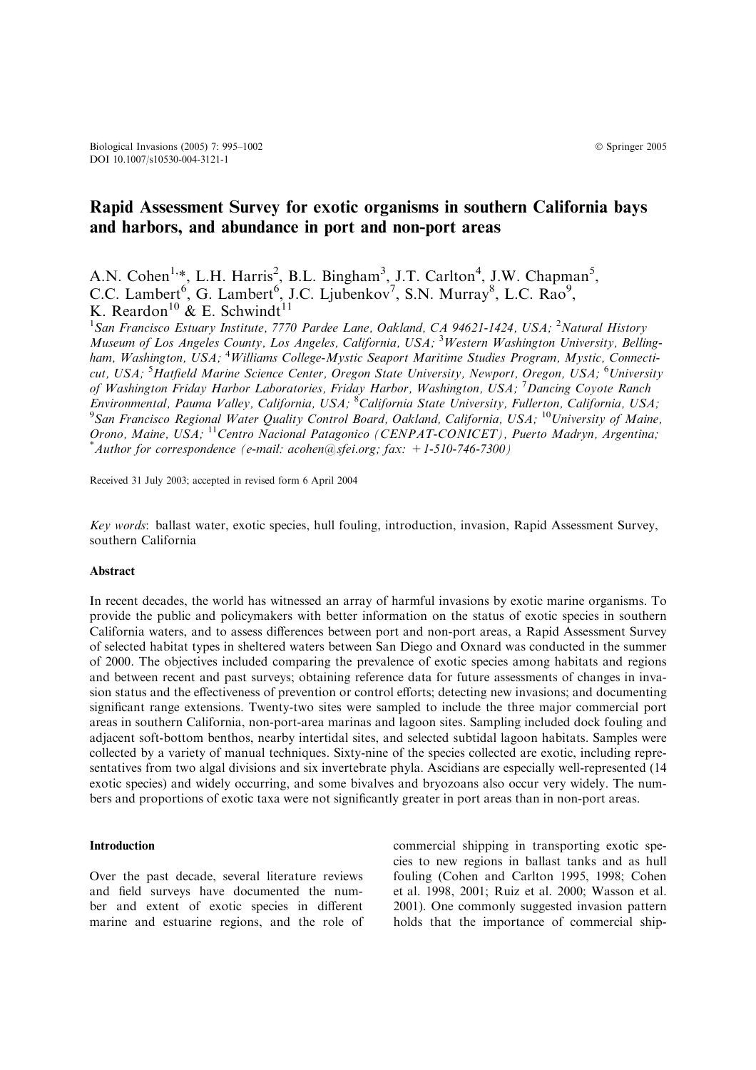# Rapid Assessment Survey for exotic organisms in southern California bays and harbors, and abundance in port and non-port areas

A.N. Cohen[1,*], L.H. Harris[2], B.L. Bingham[3], J.T. Carlton[4], J.W. Chapman[5], C.C. Lambert[6], G. Lambert[6], J.C. Ljubenkov[7], S.N. Murray[8], L.C. Rao[9], K. Reardon[10] & E. Schwindt[11]

[1]*San Francisco Estuary Institute, 7770 Pardee Lane, Oakland, CA 94621-1424, USA;* [2]*Natural History Museum of Los Angeles County, Los Angeles, California, USA;* [3]*Western Washington University, Bellingham, Washington, USA;* [4]*Williams College-Mystic Seaport Maritime Studies Program, Mystic, Connecticut, USA;* [5]*Hatfield Marine Science Center, Oregon State University, Newport, Oregon, USA;* [6]*University of Washington Friday Harbor Laboratories, Friday Harbor, Washington, USA;* [7]*Dancing Coyote Ranch Environmental, Pauma Valley, California, USA;* [8]*California State University, Fullerton, California, USA;* [9]*San Francisco Regional Water Quality Control Board, Oakland, California, USA;* [10]*University of Maine, Orono, Maine, USA;* [11]*Centro Nacional Patagonico (CENPAT-CONICET), Puerto Madryn, Argentina;* [*]*Author for correspondence (e-mail: acohen@sfei.org; fax: +1-510-746-7300)*

Received 31 July 2003; accepted in revised form 6 April 2004

*Key words*: ballast water, exotic species, hull fouling, introduction, invasion, Rapid Assessment Survey, southern California

## Abstract

In recent decades, the world has witnessed an array of harmful invasions by exotic marine organisms. To provide the public and policymakers with better information on the status of exotic species in southern California waters, and to assess differences between port and non-port areas, a Rapid Assessment Survey of selected habitat types in sheltered waters between San Diego and Oxnard was conducted in the summer of 2000. The objectives included comparing the prevalence of exotic species among habitats and regions and between recent and past surveys; obtaining reference data for future assessments of changes in invasion status and the effectiveness of prevention or control efforts; detecting new invasions; and documenting significant range extensions. Twenty-two sites were sampled to include the three major commercial port areas in southern California, non-port-area marinas and lagoon sites. Sampling included dock fouling and adjacent soft-bottom benthos, nearby intertidal sites, and selected subtidal lagoon habitats. Samples were collected by a variety of manual techniques. Sixty-nine of the species collected are exotic, including representatives from two algal divisions and six invertebrate phyla. Ascidians are especially well-represented (14 exotic species) and widely occurring, and some bivalves and bryozoans also occur very widely. The numbers and proportions of exotic taxa were not significantly greater in port areas than in non-port areas.

## Introduction

Over the past decade, several literature reviews and field surveys have documented the number and extent of exotic species in different marine and estuarine regions, and the role of commercial shipping in transporting exotic species to new regions in ballast tanks and as hull fouling (Cohen and Carlton 1995, 1998; Cohen et al. 1998, 2001; Ruiz et al. 2000; Wasson et al. 2001). One commonly suggested invasion pattern holds that the importance of commercial ship-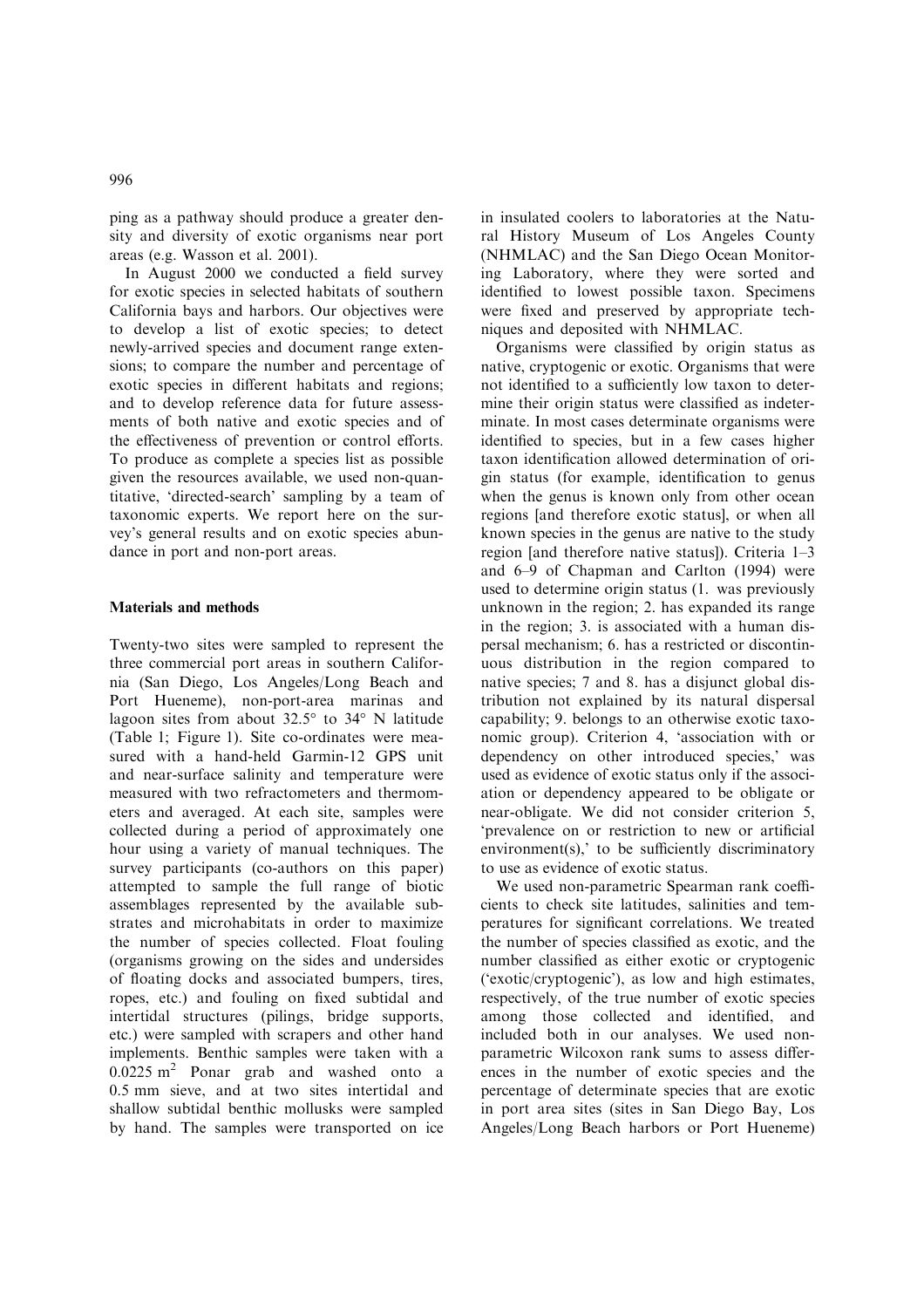ping as a pathway should produce a greater density and diversity of exotic organisms near port areas (e.g. Wasson et al. 2001).

In August 2000 we conducted a field survey for exotic species in selected habitats of southern California bays and harbors. Our objectives were to develop a list of exotic species; to detect newly-arrived species and document range extensions; to compare the number and percentage of exotic species in different habitats and regions; and to develop reference data for future assessments of both native and exotic species and of the effectiveness of prevention or control efforts. To produce as complete a species list as possible given the resources available, we used non-quantitative, 'directed-search' sampling by a team of taxonomic experts. We report here on the survey's general results and on exotic species abundance in port and non-port areas.

## Materials and methods

Twenty-two sites were sampled to represent the three commercial port areas in southern California (San Diego, Los Angeles/Long Beach and Port Hueneme), non-port-area marinas and lagoon sites from about 32.5° to 34° N latitude (Table 1; Figure 1). Site co-ordinates were measured with a hand-held Garmin-12 GPS unit and near-surface salinity and temperature were measured with two refractometers and thermometers and averaged. At each site, samples were collected during a period of approximately one hour using a variety of manual techniques. The survey participants (co-authors on this paper) attempted to sample the full range of biotic assemblages represented by the available substrates and microhabitats in order to maximize the number of species collected. Float fouling (organisms growing on the sides and undersides of floating docks and associated bumpers, tires, ropes, etc.) and fouling on fixed subtidal and intertidal structures (pilings, bridge supports, etc.) were sampled with scrapers and other hand implements. Benthic samples were taken with a $0.0225\ m^2$ Ponar grab and washed onto a 0.5 mm sieve, and at two sites intertidal and shallow subtidal benthic mollusks were sampled by hand. The samples were transported on ice in insulated coolers to laboratories at the Natural History Museum of Los Angeles County (NHMLAC) and the San Diego Ocean Monitoring Laboratory, where they were sorted and identified to lowest possible taxon. Specimens were fixed and preserved by appropriate techniques and deposited with NHMLAC.

Organisms were classified by origin status as native, cryptogenic or exotic. Organisms that were not identified to a sufficiently low taxon to determine their origin status were classified as indeterminate. In most cases determinate organisms were identified to species, but in a few cases higher taxon identification allowed determination of origin status (for example, identification to genus when the genus is known only from other ocean regions [and therefore exotic status], or when all known species in the genus are native to the study region [and therefore native status]). Criteria 1–3 and 6–9 of Chapman and Carlton (1994) were used to determine origin status (1. was previously unknown in the region; 2. has expanded its range in the region; 3. is associated with a human dispersal mechanism; 6. has a restricted or discontinuous distribution in the region compared to native species; 7 and 8. has a disjunct global distribution not explained by its natural dispersal capability; 9. belongs to an otherwise exotic taxonomic group). Criterion 4, 'association with or dependency on other introduced species,' was used as evidence of exotic status only if the association or dependency appeared to be obligate or near-obligate. We did not consider criterion 5, 'prevalence on or restriction to new or artificial environment(s),' to be sufficiently discriminatory to use as evidence of exotic status.

We used non-parametric Spearman rank coefficients to check site latitudes, salinities and temperatures for significant correlations. We treated the number of species classified as exotic, and the number classified as either exotic or cryptogenic ('exotic/cryptogenic'), as low and high estimates, respectively, of the true number of exotic species among those collected and identified, and included both in our analyses. We used non-parametric Wilcoxon rank sums to assess differences in the number of exotic species and the percentage of determinate species that are exotic in port area sites (sites in San Diego Bay, Los Angeles/Long Beach harbors or Port Hueneme)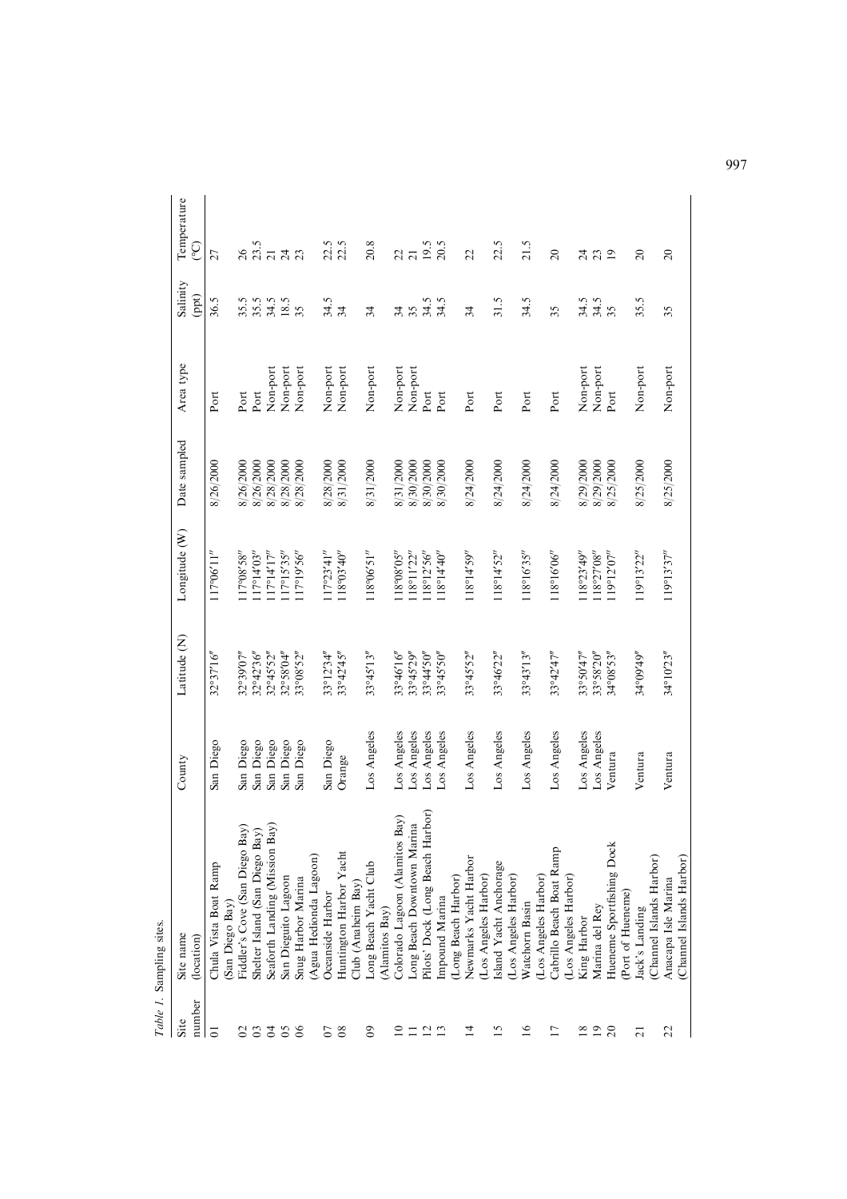*Table 1.* Sampling sites.

| Site number | Site name (location) | County | Latitude (N) | Longitude (W) | Date sampled | Area type | Salinity (ppt) | Temperature (°C) |
|---|---|---|---|---|---|---|---|---|
| 01 | Chula Vista Boat Ramp (San Diego Bay) | San Diego | 32°37′16″ | 117°06′11″ | 8/26/2000 | Port | 36.5 | 27 |
| 02 | Fiddler's Cove (San Diego Bay) | San Diego | 32°39′07″ | 117°08′58″ | 8/26/2000 | Port | 35.5 | 26 |
| 03 | Shelter Island (San Diego Bay) | San Diego | 32°42′36″ | 117°14′03″ | 8/26/2000 | Port | 35.5 | 23.5 |
| 04 | Seaforth Landing (Mission Bay) | San Diego | 32°45′52″ | 117°14′17″ | 8/28/2000 | Non-port | 34.5 | 21 |
| 05 | San Dieguito Lagoon | San Diego | 32°58′04″ | 117°15′35″ | 8/28/2000 | Non-port | 18.5 | 24 |
| 06 | Snug Harbor Marina (Agua Hedionda Lagoon) | San Diego | 33°08′52″ | 117°19′56″ | 8/28/2000 | Non-port | 35 | 23 |
| 07 | Oceanside Harbor | San Diego | 33°12′34″ | 117°23′41″ | 8/28/2000 | Non-port | 34.5 | 22.5 |
| 08 | Huntington Harbor Yacht Club (Anaheim Bay) | Orange | 33°42′45″ | 118°03′40″ | 8/31/2000 | Non-port | 34 | 22.5 |
| 09 | Long Beach Yacht Club (Alamitos Bay) | Los Angeles | 33°45′13″ | 118°06′51″ | 8/31/2000 | Non-port | 34 | 20.8 |
| 10 | Colorado Lagoon (Alamitos Bay) | Los Angeles | 33°46′16″ | 118°08′05″ | 8/31/2000 | Non-port | 34 | 22 |
| 11 | Long Beach Downtown Marina | Los Angeles | 33°45′29″ | 118°11′22″ | 8/30/2000 | Non-port | 35 | 21 |
| 12 | Pilots' Dock (Long Beach Harbor) | Los Angeles | 33°44′50″ | 118°12′56″ | 8/30/2000 | Port | 34.5 | 19.5 |
| 13 | Impound Marina (Long Beach Harbor) | Los Angeles | 33°45′50″ | 118°14′40″ | 8/30/2000 | Port | 34.5 | 20.5 |
| 14 | Newmarks Yacht Harbor (Los Angeles Harbor) | Los Angeles | 33°45′52″ | 118°14′59″ | 8/24/2000 | Port | 34 | 22 |
| 15 | Island Yacht Anchorage (Los Angeles Harbor) | Los Angeles | 33°46′22″ | 118°14′52″ | 8/24/2000 | Port | 31.5 | 22.5 |
| 16 | Watchorn Basin (Los Angeles Harbor) | Los Angeles | 33°43′13″ | 118°16′35″ | 8/24/2000 | Port | 34.5 | 21.5 |
| 17 | Cabrillo Beach Boat Ramp (Los Angeles Harbor) | Los Angeles | 33°42′47″ | 118°16′06″ | 8/24/2000 | Port | 35 | 20 |
| 18 | King Harbor | Los Angeles | 33°50′47″ | 118°23′49″ | 8/29/2000 | Non-port | 34.5 | 24 |
| 19 | Marina del Rey | Los Angeles | 33°58′20″ | 118°27′08″ | 8/29/2000 | Non-port | 34.5 | 23 |
| 20 | Hueneme Sportfishing Dock (Port of Hueneme) | Ventura | 34°08′53″ | 119°12′07″ | 8/25/2000 | Port | 35 | 19 |
| 21 | Jack's Landing (Channel Islands Harbor) | Ventura | 34°09′49″ | 119°13′22″ | 8/25/2000 | Non-port | 35.5 | 20 |
| 22 | Anacapa Isle Marina (Channel Islands Harbor) | Ventura | 34°10′23″ | 119°13′37″ | 8/25/2000 | Non-port | 35 | 20 |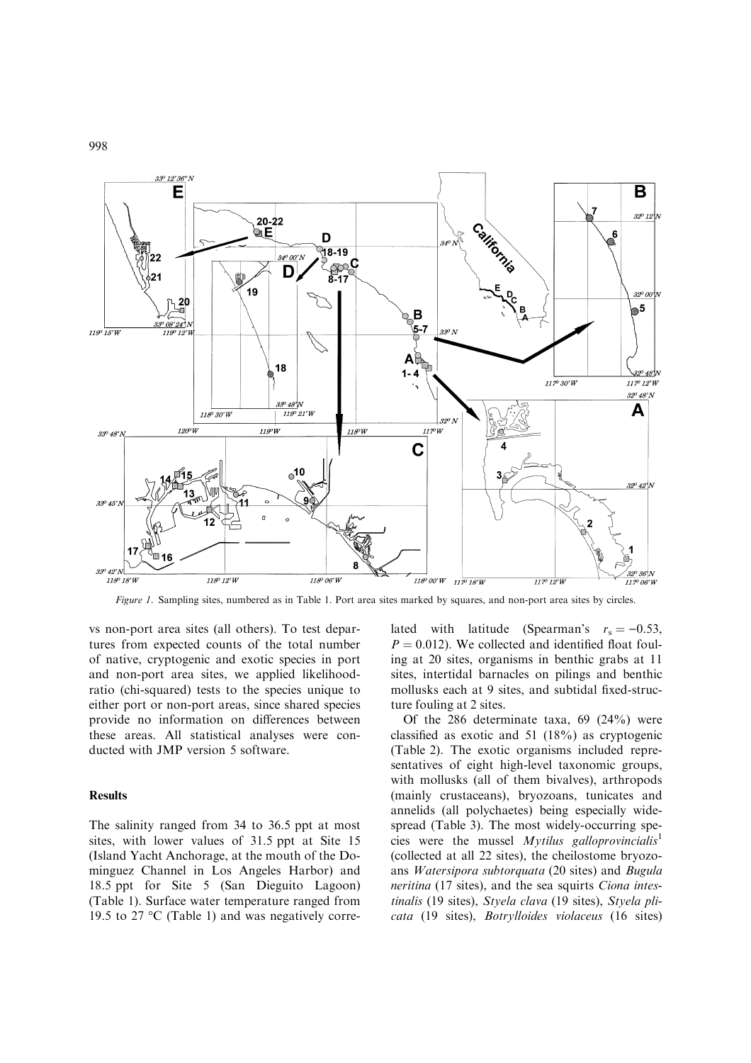*Figure 1.* Sampling sites, numbered as in Table 1. Port area sites marked by squares, and non-port area sites by circles.

vs non-port area sites (all others). To test departures from expected counts of the total number of native, cryptogenic and exotic species in port and non-port area sites, we applied likelihood-ratio (chi-squared) tests to the species unique to either port or non-port areas, since shared species provide no information on differences between these areas. All statistical analyses were conducted with JMP version 5 software.

## Results

The salinity ranged from 34 to 36.5 ppt at most sites, with lower values of 31.5 ppt at Site 15 (Island Yacht Anchorage, at the mouth of the Dominguez Channel in Los Angeles Harbor) and 18.5 ppt for Site 5 (San Dieguito Lagoon) (Table 1). Surface water temperature ranged from 19.5 to 27 °C (Table 1) and was negatively correlated with latitude (Spearman's $r_s = -0.53$, $P = 0.012$). We collected and identified float fouling at 20 sites, organisms in benthic grabs at 11 sites, intertidal barnacles on pilings and benthic mollusks each at 9 sites, and subtidal fixed-structure fouling at 2 sites.

Of the 286 determinate taxa, 69 (24%) were classified as exotic and 51 (18%) as cryptogenic (Table 2). The exotic organisms included representatives of eight high-level taxonomic groups, with mollusks (all of them bivalves), arthropods (mainly crustaceans), bryozoans, tunicates and annelids (all polychaetes) being especially widespread (Table 3). The most widely-occurring species were the mussel *Mytilus galloprovincialis*[1] (collected at all 22 sites), the cheilostome bryozoans *Watersipora subtorquata* (20 sites) and *Bugula neritina* (17 sites), and the sea squirts *Ciona intestinalis* (19 sites), *Styela clava* (19 sites), *Styela plicata* (19 sites), *Botrylloides violaceus* (16 sites)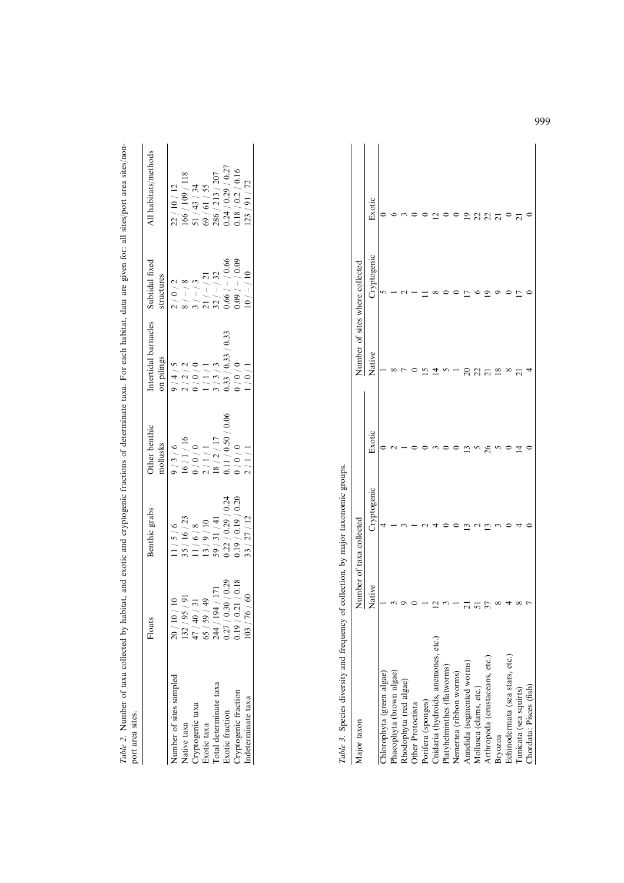*Table 2*. Number of taxa collected by habitat, and exotic and cryptogenic fractions of determinate taxa. For each habitat, data are given for: all sites/port area sites/non-port area sites.

| | Floats | Benthic grabs | Other benthic mollusks | Intertidal barnacles on pilings | Subtidal fixed structures | All habitats/methods |
|---|---|---|---|---|---|---|
| Number of sites sampled | 20 / 10 / 10 | 11 / 5 / 6 | 9 / 3 / 6 | 9 / 4 / 5 | 2 / 0 / 2 | 22 / 10 / 12 |
| Native taxa | 132 / 95 / 91 | 35 / 16 / 23 | 16 / 1 / 16 | 2 / 2 / 2 | 8 / – / 8 | 166 / 109 / 118 |
| Cryptogenic taxa | 47 / 40 / 31 | 11 / 6 / 8 | 0 / 0 / 0 | 0 / 0 / 0 | 3 / – / 3 | 51 / 43 / 34 |
| Exotic taxa | 65 / 59 / 49 | 13 / 9 / 10 | 2 / 1 / 1 | 1 / 1 / 1 | 21 / – / 21 | 69 / 61 / 55 |
| Total determinate taxa | 244 / 194 / 171 | 59 / 31 / 41 | 18 / 2 / 17 | 3 / 3 / 3 | 32 / – / 32 | 286 / 213 / 207 |
| Exotic fraction | 0.27 / 0.30 / 0.29 | 0.22 / 0.29 / 0.24 | 0.11 / 0.50 / 0.06 | 0.33 / 0.33 / 0.33 | 0.66 / – / 0.66 | 0.24 / 0.29 / 0.27 |
| Cryptogenic fraction | 0.19 / 0.21 / 0.18 | 0.19 / 0.19 / 0.20 | 0 / 0 / 0 | 0 / 0 / 0 | 0.09 / – / 0.09 | 0.18 / 0.2 / 0.16 |
| Indeterminate taxa | 103 / 76 / 60 | 33 / 27 / 12 | 2 / 1 / 1 | 1 / 0 / 1 | 10 / – / 10 | 123 / 91 / 72 |

*Table 3*. Species diversity and frequency of collection, by major taxonomic groups.

| Major taxon | Number of taxa collected | | | Number of sites where collected | | |
|---|---|---|---|---|---|---|
| | Native | Cryptogenic | Exotic | Native | Cryptogenic | Exotic |
| Chlorophyta (green algae) | 1 | 4 | 0 | 1 | 5 | 0 |
| Phaeophyta (brown algae) | 3 | 1 | 2 | 8 | 1 | 6 |
| Rhodophyta (red algae) | 9 | 3 | 1 | 7 | 2 | 3 |
| Other Protoctista | 0 | 1 | 0 | 0 | 1 | 0 |
| Porifera (sponges) | 1 | 2 | 0 | 15 | 11 | 0 |
| Cnidaria (hydroids, anemones, etc.) | 12 | 4 | 3 | 14 | 8 | 12 |
| Platyhelminthes (flatworms) | 3 | 0 | 0 | 5 | 0 | 0 |
| Nemertea (ribbon worms) | 1 | 0 | 0 | 1 | 0 | 0 |
| Annelida (segmented worms) | 21 | 13 | 13 | 20 | 17 | 19 |
| Mollusca (clams, etc.) | 51 | 2 | 5 | 22 | 6 | 22 |
| Arthropoda (crustaceans, etc.) | 37 | 13 | 26 | 21 | 19 | 22 |
| Bryozoa | 8 | 3 | 5 | 18 | 9 | 21 |
| Echinodermata (sea stars, etc.) | 4 | 0 | 0 | 8 | 0 | 0 |
| Tunicata (sea squirts) | 8 | 4 | 14 | 21 | 17 | 21 |
| Chordata: Pisces (fish) | 7 | 0 | 0 | 4 | 0 | 0 |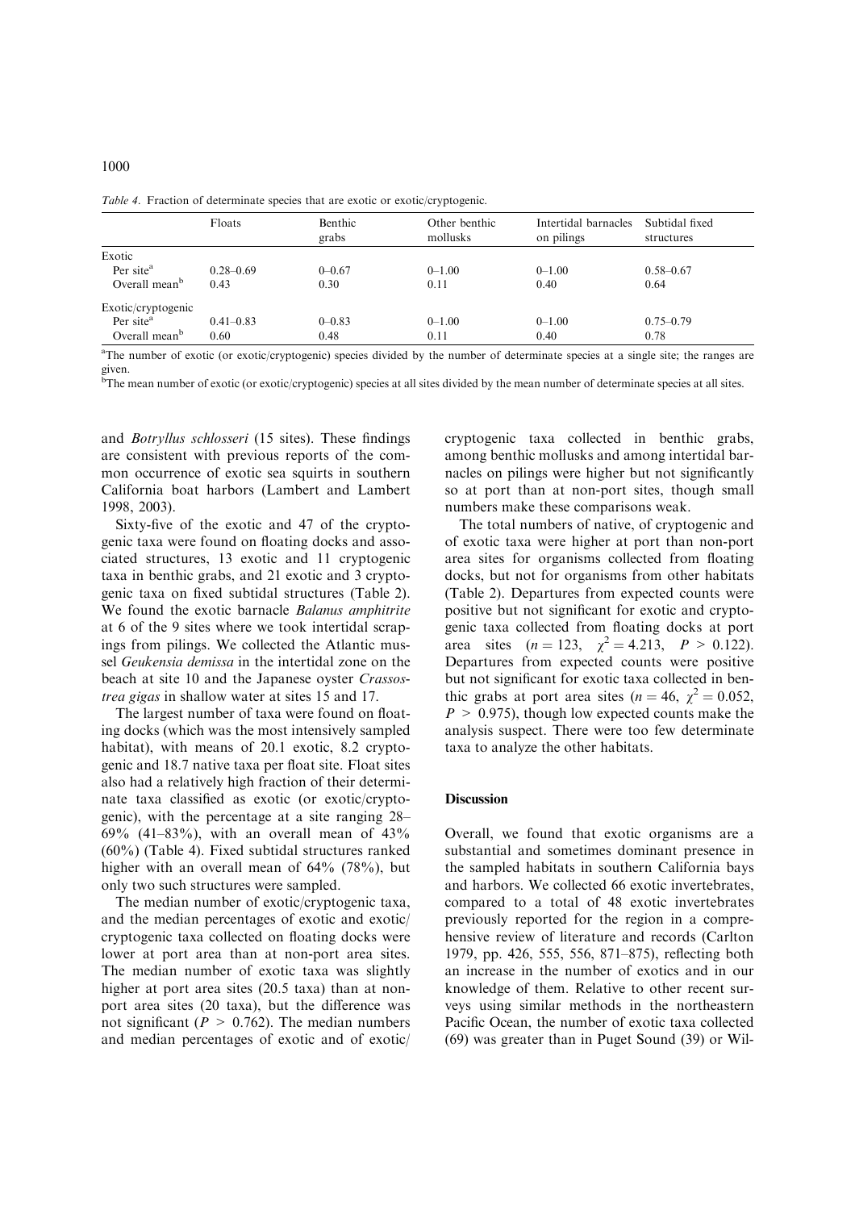*Table 4*. Fraction of determinate species that are exotic or exotic/cryptogenic.

| | Floats | Benthic grabs | Other benthic mollusks | Intertidal barnacles on pilings | Subtidal fixed structures |
|---|---|---|---|---|---|
| Exotic | | | | | |
| Per site[a] | 0.28–0.69 | 0–0.67 | 0–1.00 | 0–1.00 | 0.58–0.67 |
| Overall mean[b] | 0.43 | 0.30 | 0.11 | 0.40 | 0.64 |
| Exotic/cryptogenic | | | | | |
| Per site[a] | 0.41–0.83 | 0–0.83 | 0–1.00 | 0–1.00 | 0.75–0.79 |
| Overall mean[b] | 0.60 | 0.48 | 0.11 | 0.40 | 0.78 |

[a]The number of exotic (or exotic/cryptogenic) species divided by the number of determinate species at a single site; the ranges are given.
[b]The mean number of exotic (or exotic/cryptogenic) species at all sites divided by the mean number of determinate species at all sites.

and *Botryllus schlosseri* (15 sites). These findings are consistent with previous reports of the common occurrence of exotic sea squirts in southern California boat harbors (Lambert and Lambert 1998, 2003).

Sixty-five of the exotic and 47 of the cryptogenic taxa were found on floating docks and associated structures, 13 exotic and 11 cryptogenic taxa in benthic grabs, and 21 exotic and 3 cryptogenic taxa on fixed subtidal structures (Table 2). We found the exotic barnacle *Balanus amphitrite* at 6 of the 9 sites where we took intertidal scrapings from pilings. We collected the Atlantic mussel *Geukensia demissa* in the intertidal zone on the beach at site 10 and the Japanese oyster *Crassostrea gigas* in shallow water at sites 15 and 17.

The largest number of taxa were found on floating docks (which was the most intensively sampled habitat), with means of 20.1 exotic, 8.2 cryptogenic and 18.7 native taxa per float site. Float sites also had a relatively high fraction of their determinate taxa classified as exotic (or exotic/cryptogenic), with the percentage at a site ranging 28–69% (41–83%), with an overall mean of 43% (60%) (Table 4). Fixed subtidal structures ranked higher with an overall mean of 64% (78%), but only two such structures were sampled.

The median number of exotic/cryptogenic taxa, and the median percentages of exotic and exotic/cryptogenic taxa collected on floating docks were lower at port area than at non-port area sites. The median number of exotic taxa was slightly higher at port area sites (20.5 taxa) than at non-port area sites (20 taxa), but the difference was not significant ($P > 0.762$). The median numbers and median percentages of exotic and of exotic/cryptogenic taxa collected in benthic grabs, among benthic mollusks and among intertidal barnacles on pilings were higher but not significantly so at port than at non-port sites, though small numbers make these comparisons weak.

The total numbers of native, of cryptogenic and of exotic taxa were higher at port than non-port area sites for organisms collected from floating docks, but not for organisms from other habitats (Table 2). Departures from expected counts were positive but not significant for exotic and cryptogenic taxa collected from floating docks at port area sites ($n = 123$, $\chi^2 = 4.213$, $P > 0.122$). Departures from expected counts were positive but not significant for exotic taxa collected in benthic grabs at port area sites ($n = 46$, $\chi^2 = 0.052$, $P > 0.975$), though low expected counts make the analysis suspect. There were too few determinate taxa to analyze the other habitats.

## Discussion

Overall, we found that exotic organisms are a substantial and sometimes dominant presence in the sampled habitats in southern California bays and harbors. We collected 66 exotic invertebrates, compared to a total of 48 exotic invertebrates previously reported for the region in a comprehensive review of literature and records (Carlton 1979, pp. 426, 555, 556, 871–875), reflecting both an increase in the number of exotics and in our knowledge of them. Relative to other recent surveys using similar methods in the northeastern Pacific Ocean, the number of exotic taxa collected (69) was greater than in Puget Sound (39) or Wil-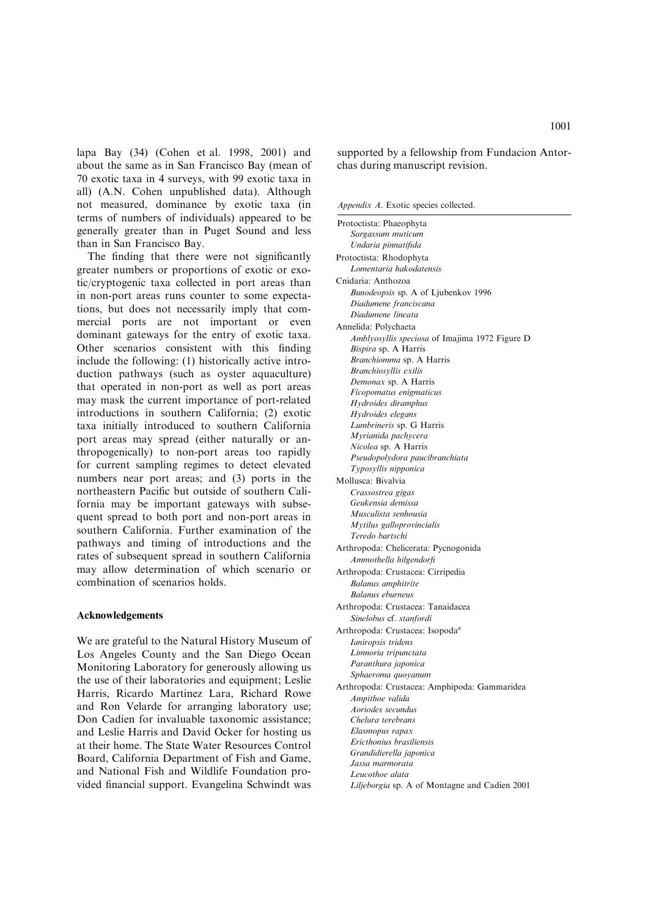lapa Bay (34) (Cohen et al. 1998, 2001) and about the same as in San Francisco Bay (mean of 70 exotic taxa in 4 surveys, with 99 exotic taxa in all) (A.N. Cohen unpublished data). Although not measured, dominance by exotic taxa (in terms of numbers of individuals) appeared to be generally greater than in Puget Sound and less than in San Francisco Bay.

The finding that there were not significantly greater numbers or proportions of exotic or exotic/cryptogenic taxa collected in port areas than in non-port areas runs counter to some expectations, but does not necessarily imply that commercial ports are not important or even dominant gateways for the entry of exotic taxa. Other scenarios consistent with this finding include the following: (1) historically active introduction pathways (such as oyster aquaculture) that operated in non-port as well as port areas may mask the current importance of port-related introductions in southern California; (2) exotic taxa initially introduced to southern California port areas may spread (either naturally or anthropogenically) to non-port areas too rapidly for current sampling regimes to detect elevated numbers near port areas; and (3) ports in the northeastern Pacific but outside of southern California may be important gateways with subsequent spread to both port and non-port areas in southern California. Further examination of the pathways and timing of introductions and the rates of subsequent spread in southern California may allow determination of which scenario or combination of scenarios holds.

## Acknowledgements

We are grateful to the Natural History Museum of Los Angeles County and the San Diego Ocean Monitoring Laboratory for generously allowing us the use of their laboratories and equipment; Leslie Harris, Ricardo Martinez Lara, Richard Rowe and Ron Velarde for arranging laboratory use; Don Cadien for invaluable taxonomic assistance; and Leslie Harris and David Ocker for hosting us at their home. The State Water Resources Control Board, California Department of Fish and Game, and National Fish and Wildlife Foundation provided financial support. Evangelina Schwindt was supported by a fellowship from Fundacion Antorchas during manuscript revision.

*Appendix A*. Exotic species collected.

Protoctista: Phaeophyta
- *Sargassum muticum*
- *Undaria pinnatifida*

Protoctista: Rhodophyta
- *Lomentaria hakodatensis*

Cnidaria: Anthozoa
- *Bunodeopsis* sp. A of Ljubenkov 1996
- *Diadumene franciscana*
- *Diadumene lineata*

Annelida: Polychaeta
- *Amblyosyllis speciosa* of Imajima 1972 Figure D
- *Bispira* sp. A Harris
- *Branchiomma* sp. A Harris
- *Branchiosyllis exilis*
- *Demonax* sp. A Harris
- *Ficopomatus enigmaticus*
- *Hydroides diramphus*
- *Hydroides elegans*
- *Lumbrineris* sp. G Harris
- *Myrianida pachycera*
- *Nicolea* sp. A Harris
- *Pseudopolydora paucibranchiata*
- *Typosyllis nipponica*

Mollusca: Bivalvia
- *Crassostrea gigas*
- *Geukensia demissa*
- *Musculista senhousia*
- *Mytilus galloprovincialis*
- *Teredo bartschi*

Arthropoda: Chelicerata: Pycnogonida
- *Ammothella hilgendorfi*

Arthropoda: Crustacea: Cirripedia
- *Balanus amphitrite*
- *Balanus eburneus*

Arthropoda: Crustacea: Tanaidacea
- *Sinelobus* cf. *stanfordi*

Arthropoda: Crustacea: Isopoda[a]
- *Ianiropsis tridens*
- *Limnoria tripunctata*
- *Paranthura japonica*
- *Sphaeroma quoyanum*

Arthropoda: Crustacea: Amphipoda: Gammaridea
- *Ampithoe valida*
- *Aoriodes secundus*
- *Chelura terebrans*
- *Elasmopus rapax*
- *Ericthonius brasiliensis*
- *Grandidierella japonica*
- *Jassa marmorata*
- *Leucothoe alata*
- *Liljeborgia* sp. A of Montagne and Cadien 2001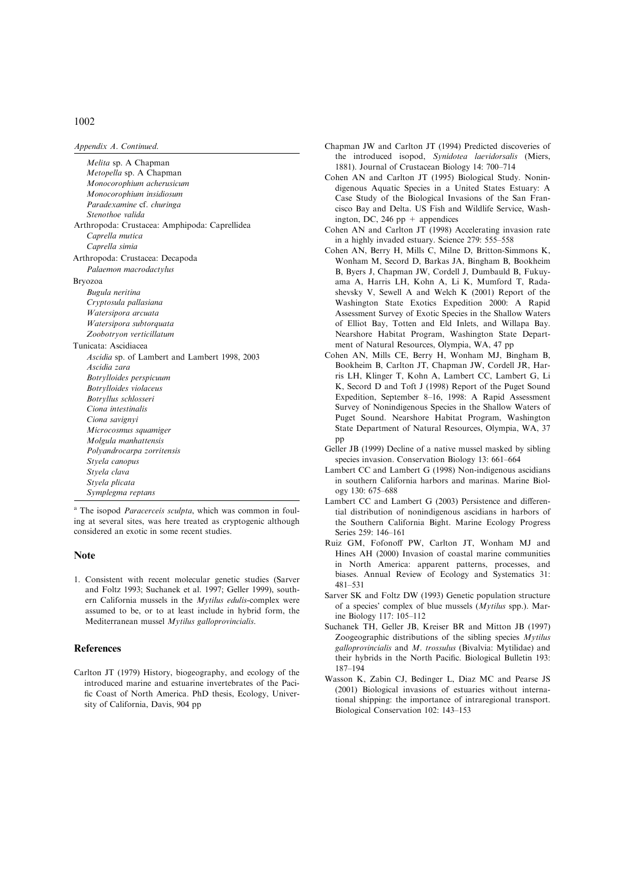*Appendix A. Continued.*

*Melita* sp. A Chapman
*Metopella* sp. A Chapman
*Monocorophium acherusicum*
*Monocorophium insidiosum*
*Paradexamine* cf. *churinga*
*Stenothoe valida*

Arthropoda: Crustacea: Amphipoda: Caprellidea
*Caprella mutica*
*Caprella simia*

Arthropoda: Crustacea: Decapoda
*Palaemon macrodactylus*

Bryozoa
*Bugula neritina*
*Cryptosula pallasiana*
*Watersipora arcuata*
*Watersipora subtorquata*
*Zoobotryon verticillatum*

Tunicata: Ascidiacea
*Ascidia* sp. of Lambert and Lambert 1998, 2003
*Ascidia zara*
*Botrylloides perspicuum*
*Botrylloides violaceus*
*Botryllus schlosseri*
*Ciona intestinalis*
*Ciona savignyi*
*Microcosmus squamiger*
*Molgula manhattensis*
*Polyandrocarpa zorritensis*
*Styela canopus*
*Styela clava*
*Styela plicata*
*Symplegma reptans*

[a] The isopod *Paracerceis sculpta*, which was common in fouling at several sites, was here treated as cryptogenic although considered an exotic in some recent studies.

## Note

1. Consistent with recent molecular genetic studies (Sarver and Foltz 1993; Suchanek et al. 1997; Geller 1999), southern California mussels in the *Mytilus edulis*-complex were assumed to be, or to at least include in hybrid form, the Mediterranean mussel *Mytilus galloprovincialis*.

## References

Carlton JT (1979) History, biogeography, and ecology of the introduced marine and estuarine invertebrates of the Pacific Coast of North America. PhD thesis, Ecology, University of California, Davis, 904 pp

Chapman JW and Carlton JT (1994) Predicted discoveries of the introduced isopod, *Synidotea laevidorsalis* (Miers, 1881). Journal of Crustacean Biology 14: 700–714

Cohen AN and Carlton JT (1995) Biological Study. Nonindigenous Aquatic Species in a United States Estuary: A Case Study of the Biological Invasions of the San Francisco Bay and Delta. US Fish and Wildlife Service, Washington, DC, 246 pp + appendices

Cohen AN and Carlton JT (1998) Accelerating invasion rate in a highly invaded estuary. Science 279: 555–558

Cohen AN, Berry H, Mills C, Milne D, Britton-Simmons K, Wonham M, Secord D, Barkas JA, Bingham B, Bookheim B, Byers J, Chapman JW, Cordell J, Dumbauld B, Fukuyama A, Harris LH, Kohn A, Li K, Mumford T, Radashevsky V, Sewell A and Welch K (2001) Report of the Washington State Exotics Expedition 2000: A Rapid Assessment Survey of Exotic Species in the Shallow Waters of Elliot Bay, Totten and Eld Inlets, and Willapa Bay. Nearshore Habitat Program, Washington State Department of Natural Resources, Olympia, WA, 47 pp

Cohen AN, Mills CE, Berry H, Wonham MJ, Bingham B, Bookheim B, Carlton JT, Chapman JW, Cordell JR, Harris LH, Klinger T, Kohn A, Lambert CC, Lambert G, Li K, Secord D and Toft J (1998) Report of the Puget Sound Expedition, September 8–16, 1998: A Rapid Assessment Survey of Nonindigenous Species in the Shallow Waters of Puget Sound. Nearshore Habitat Program, Washington State Department of Natural Resources, Olympia, WA, 37 pp

Geller JB (1999) Decline of a native mussel masked by sibling species invasion. Conservation Biology 13: 661–664

Lambert CC and Lambert G (1998) Non-indigenous ascidians in southern California harbors and marinas. Marine Biology 130: 675–688

Lambert CC and Lambert G (2003) Persistence and differential distribution of nonindigenous ascidians in harbors of the Southern California Bight. Marine Ecology Progress Series 259: 146–161

Ruiz GM, Fofonoff PW, Carlton JT, Wonham MJ and Hines AH (2000) Invasion of coastal marine communities in North America: apparent patterns, processes, and biases. Annual Review of Ecology and Systematics 31: 481–531

Sarver SK and Foltz DW (1993) Genetic population structure of a species' complex of blue mussels (*Mytilus* spp.). Marine Biology 117: 105–112

Suchanek TH, Geller JB, Kreiser BR and Mitton JB (1997) Zoogeographic distributions of the sibling species *Mytilus galloprovincialis* and *M. trossulus* (Bivalvia: Mytilidae) and their hybrids in the North Pacific. Biological Bulletin 193: 187–194

Wasson K, Zabin CJ, Bedinger L, Diaz MC and Pearse JS (2001) Biological invasions of estuaries without international shipping: the importance of intraregional transport. Biological Conservation 102: 143–153